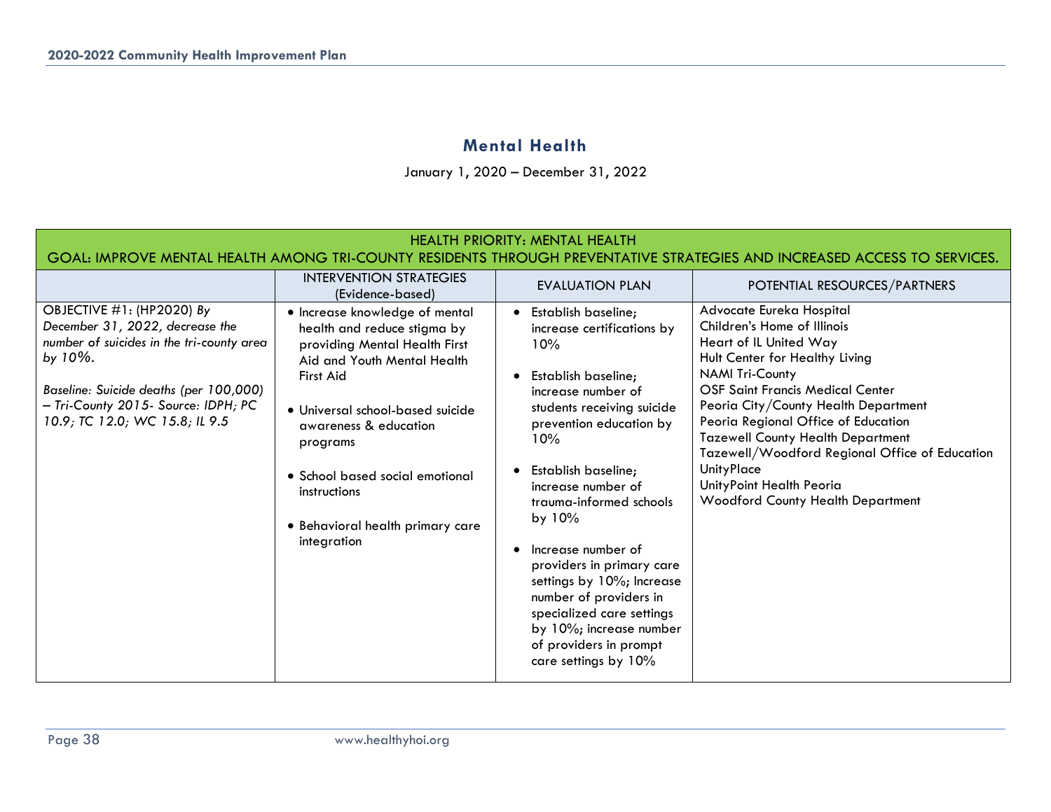## Mental Health

January 1, 2020 – December 31, 2022

| HEALTH PRIORITY: MENTAL HEALTH<br>GOAL: IMPROVE MENTAL HEALTH AMONG TRI-COUNTY RESIDENTS THROUGH PREVENTATIVE STRATEGIES AND INCREASED ACCESS TO SERVICES. | | | |
|---|---|---|---|
| | INTERVENTION STRATEGIES (Evidence-based) | EVALUATION PLAN | POTENTIAL RESOURCES/PARTNERS |
| OBJECTIVE #1: (HP2020) *By December 31, 2022, decrease the number of suicides in the tri-county area by 10%.*<br><br>*Baseline: Suicide deaths (per 100,000) – Tri-County 2015- Source: IDPH; PC 10.9; TC 12.0; WC 15.8; IL 9.5* | • Increase knowledge of mental health and reduce stigma by providing Mental Health First Aid and Youth Mental Health First Aid<br><br>• Universal school-based suicide awareness & education programs<br><br>• School based social emotional instructions<br><br>• Behavioral health primary care integration | • Establish baseline; increase certifications by 10%<br><br>• Establish baseline; increase number of students receiving suicide prevention education by 10%<br><br>• Establish baseline; increase number of trauma-informed schools by 10%<br><br>• Increase number of providers in primary care settings by 10%; Increase number of providers in specialized care settings by 10%; increase number of providers in prompt care settings by 10% | Advocate Eureka Hospital<br>Children's Home of Illinois<br>Heart of IL United Way<br>Hult Center for Healthy Living<br>NAMI Tri-County<br>OSF Saint Francis Medical Center<br>Peoria City/County Health Department<br>Peoria Regional Office of Education<br>Tazewell County Health Department<br>Tazewell/Woodford Regional Office of Education<br>UnityPlace<br>UnityPoint Health Peoria<br>Woodford County Health Department |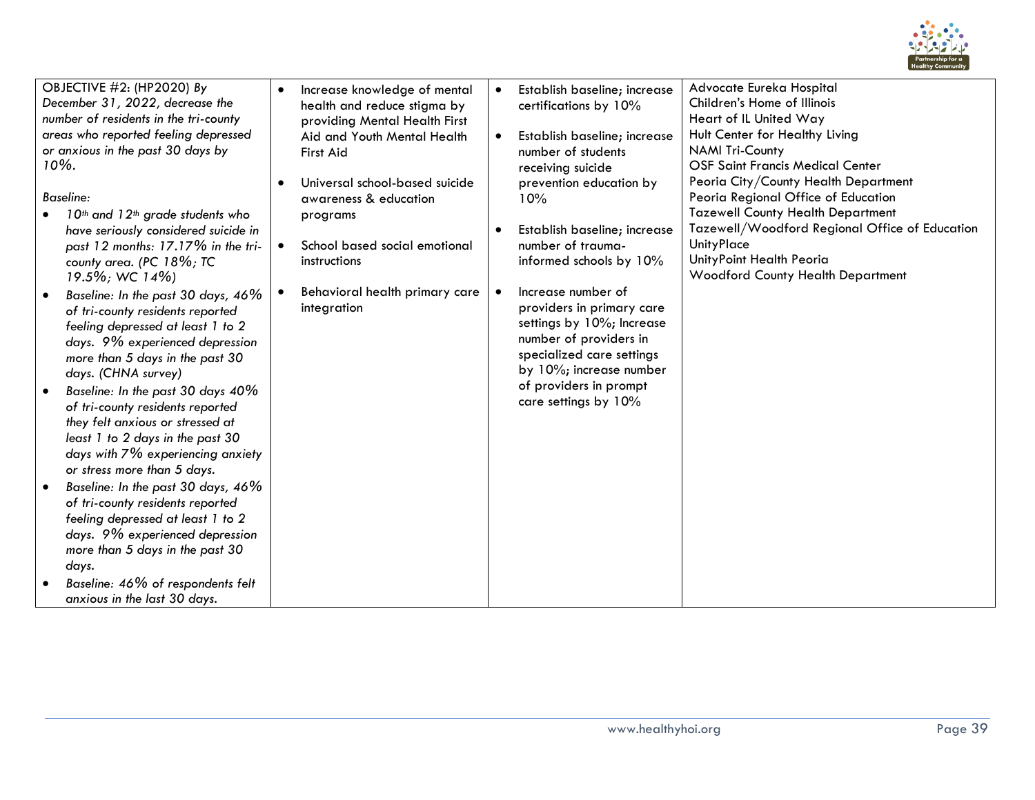| | | | |
|---|---|---|---|
| OBJECTIVE #2: (HP2020) *By December 31, 2022, decrease the number of residents in the tri-county areas who reported feeling depressed or anxious in the past 30 days by 10%.*<br><br>*Baseline:*<br>• *10th and 12th grade students who have seriously considered suicide in past 12 months: 17.17% in the tri-county area. (PC 18%; TC 19.5%; WC 14%)*<br>• *Baseline: In the past 30 days, 46% of tri-county residents reported feeling depressed at least 1 to 2 days. 9% experienced depression more than 5 days in the past 30 days. (CHNA survey)*<br>• *Baseline: In the past 30 days 40% of tri-county residents reported they felt anxious or stressed at least 1 to 2 days in the past 30 days with 7% experiencing anxiety or stress more than 5 days.*<br>• *Baseline: In the past 30 days, 46% of tri-county residents reported feeling depressed at least 1 to 2 days. 9% experienced depression more than 5 days in the past 30 days.*<br>• *Baseline: 46% of respondents felt anxious in the last 30 days.* | • Increase knowledge of mental health and reduce stigma by providing Mental Health First Aid and Youth Mental Health First Aid<br><br>• Universal school-based suicide awareness & education programs<br><br>• School based social emotional instructions<br><br>• Behavioral health primary care integration | • Establish baseline; increase certifications by 10%<br><br>• Establish baseline; increase number of students receiving suicide prevention education by 10%<br><br>• Establish baseline; increase number of trauma-informed schools by 10%<br><br>• Increase number of providers in primary care settings by 10%; Increase number of providers in specialized care settings by 10%; increase number of providers in prompt care settings by 10% | Advocate Eureka Hospital<br>Children's Home of Illinois<br>Heart of IL United Way<br>Hult Center for Healthy Living<br>NAMI Tri-County<br>OSF Saint Francis Medical Center<br>Peoria City/County Health Department<br>Peoria Regional Office of Education<br>Tazewell County Health Department<br>Tazewell/Woodford Regional Office of Education<br>UnityPlace<br>UnityPoint Health Peoria<br>Woodford County Health Department |